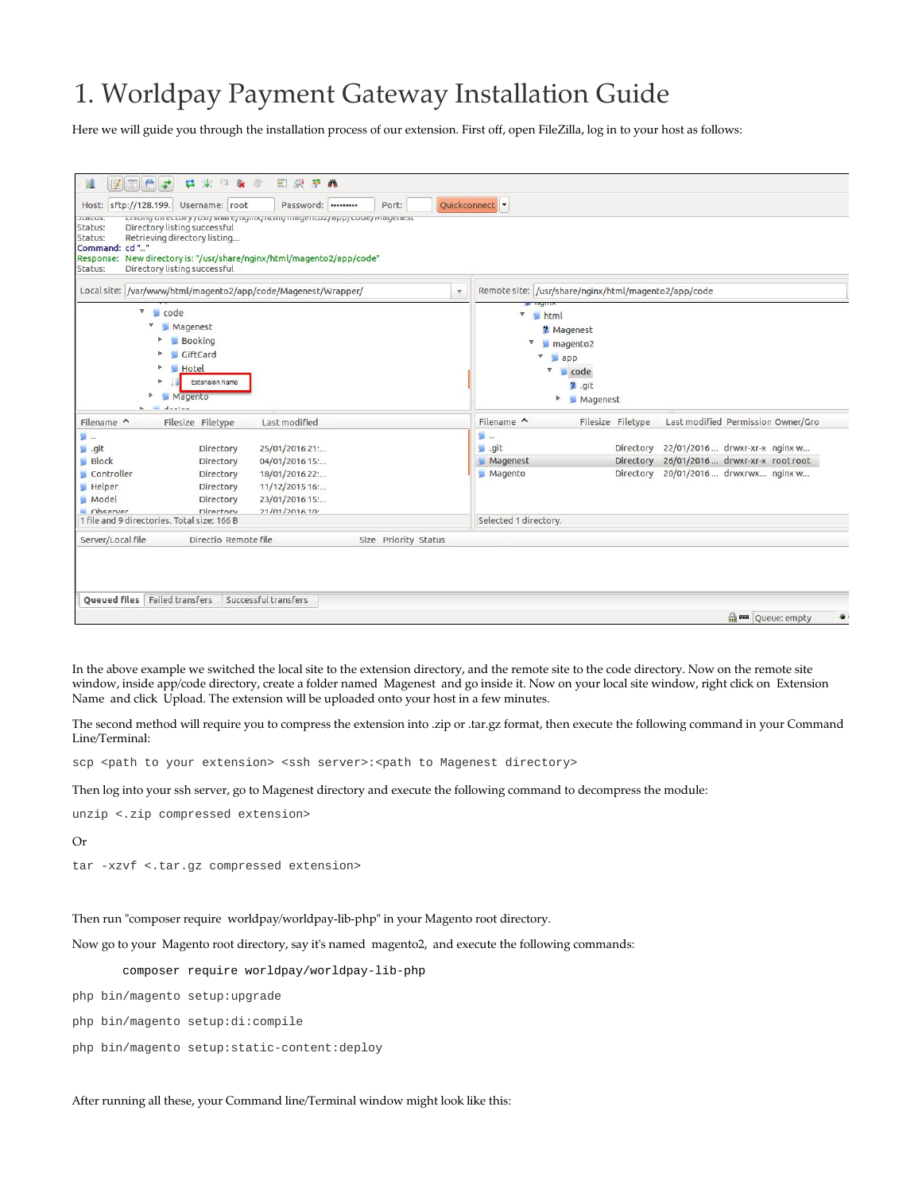# 1. Worldpay Payment Gateway Installation Guide

Here we will guide you through the installation process of our extension. First off, open FileZilla, log in to your host as follows:

In the above example we switched the local site to the extension directory, and the remote site to the code directory. Now on the remote site window, inside app/code directory, create a folder named Magenest and go inside it. Now on your local site window, right click on Extension Name and click Upload. The extension will be uploaded onto your host in a few minutes.

The second method will require you to compress the extension into .zip or .tar.gz format, then execute the following command in your Command Line/Terminal:

```
scp <path to your extension> <ssh server>:<path to Magenest directory>
```

Then log into your ssh server, go to Magenest directory and execute the following command to decompress the module:

```
unzip <.zip compressed extension>
```

Or

```
tar -xzvf <.tar.gz compressed extension>
```

Then run "composer require worldpay/worldpay-lib-php" in your Magento root directory.

Now go to your Magento root directory, say it's named magento2, and execute the following commands:

```
composer require worldpay/worldpay-lib-php
php bin/magento setup:upgrade
php bin/magento setup:di:compile
php bin/magento setup:static-content:deploy
```

After running all these, your Command line/Terminal window might look like this: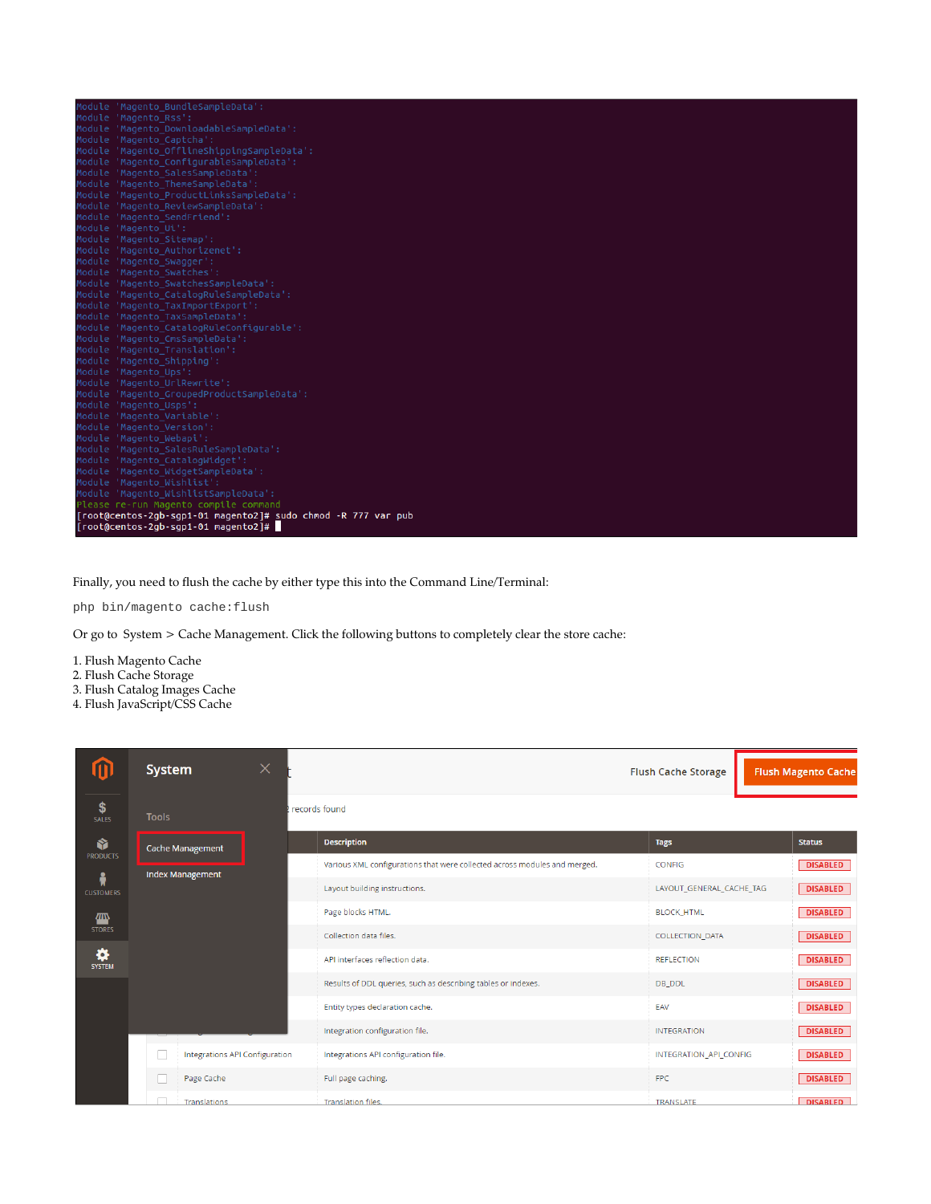Finally, you need to flush the cache by either type this into the Command Line/Terminal:

```
php bin/magento cache:flush
```

Or go to System > Cache Management. Click the following buttons to completely clear the store cache:

1. Flush Magento Cache
2. Flush Cache Storage
3. Flush Catalog Images Cache
4. Flush JavaScript/CSS Cache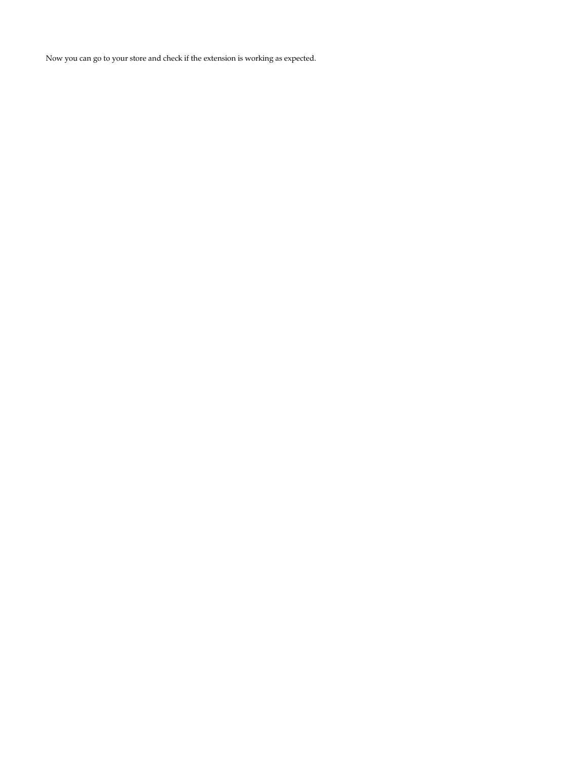Now you can go to your store and check if the extension is working as expected.